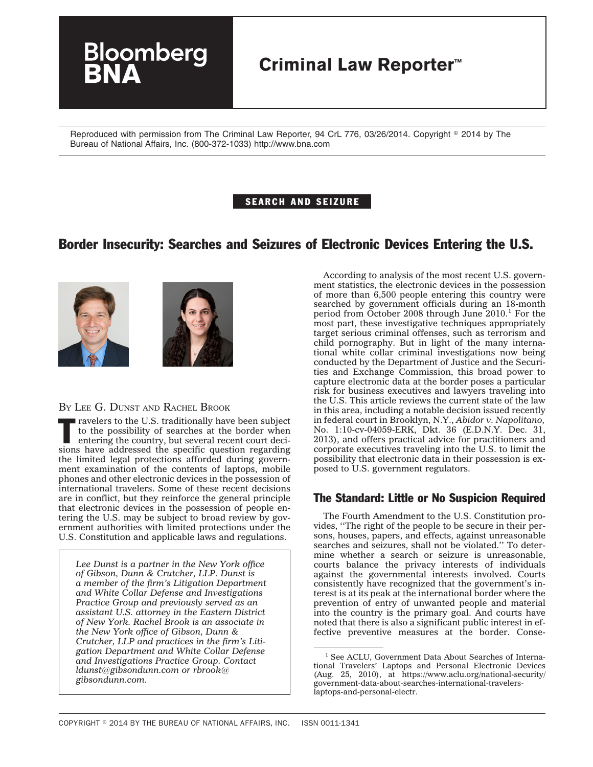Bloomberg BNA

**Criminal Law Reporter™**

Reproduced with permission from The Criminal Law Reporter, 94 CrL 776, 03/26/2014. Copyright © 2014 by The Bureau of National Affairs, Inc. (800-372-1033) http://www.bna.com

**SEARCH AND SEIZURE**

# Border Insecurity: Searches and Seizures of Electronic Devices Entering the U.S.

BY LEE G. DUNST AND RACHEL BROOK

Travelers to the U.S. traditionally have been subject to the possibility of searches at the border when entering the country, but several recent court decisions have addressed the specific question regarding the limited legal protections afforded during government examination of the contents of laptops, mobile phones and other electronic devices in the possession of international travelers. Some of these recent decisions are in conflict, but they reinforce the general principle that electronic devices in the possession of people entering the U.S. may be subject to broad review by government authorities with limited protections under the U.S. Constitution and applicable laws and regulations.

*Lee Dunst is a partner in the New York office of Gibson, Dunn & Crutcher, LLP. Dunst is a member of the firm's Litigation Department and White Collar Defense and Investigations Practice Group and previously served as an assistant U.S. attorney in the Eastern District of New York. Rachel Brook is an associate in the New York office of Gibson, Dunn & Crutcher, LLP and practices in the firm's Litigation Department and White Collar Defense and Investigations Practice Group. Contact ldunst@gibsondunn.com or rbrook@gibsondunn.com.*

According to analysis of the most recent U.S. government statistics, the electronic devices in the possession of more than 6,500 people entering this country were searched by government officials during an 18-month period from October 2008 through June 2010.[1] For the most part, these investigative techniques appropriately target serious criminal offenses, such as terrorism and child pornography. But in light of the many international white collar criminal investigations now being conducted by the Department of Justice and the Securities and Exchange Commission, this broad power to capture electronic data at the border poses a particular risk for business executives and lawyers traveling into the U.S. This article reviews the current state of the law in this area, including a notable decision issued recently in federal court in Brooklyn, N.Y., *Abidor v. Napolitano*, No. 1:10-cv-04059-ERK, Dkt. 36 (E.D.N.Y. Dec. 31, 2013), and offers practical advice for practitioners and corporate executives traveling into the U.S. to limit the possibility that electronic data in their possession is exposed to U.S. government regulators.

## The Standard: Little or No Suspicion Required

The Fourth Amendment to the U.S. Constitution provides, "The right of the people to be secure in their persons, houses, papers, and effects, against unreasonable searches and seizures, shall not be violated." To determine whether a search or seizure is unreasonable, courts balance the privacy interests of individuals against the governmental interests involved. Courts consistently have recognized that the government's interest is at its peak at the international border where the prevention of entry of unwanted people and material into the country is the primary goal. And courts have noted that there is also a significant public interest in effective preventive measures at the border. Conse-

[1] See ACLU, Government Data About Searches of International Travelers' Laptops and Personal Electronic Devices (Aug. 25, 2010), at https://www.aclu.org/national-security/government-data-about-searches-international-travelers-laptops-and-personal-electr.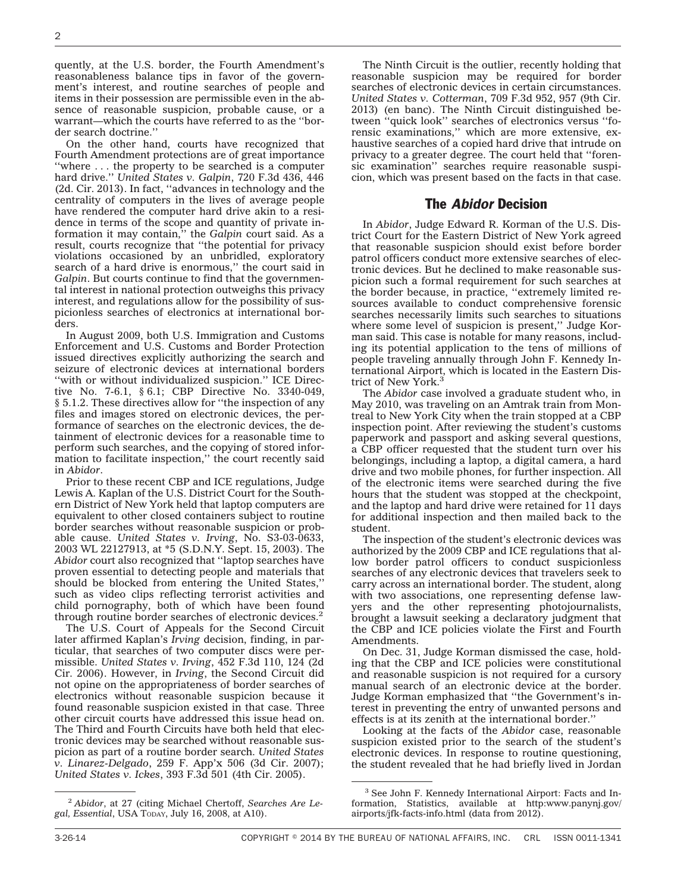quently, at the U.S. border, the Fourth Amendment's reasonableness balance tips in favor of the government's interest, and routine searches of people and items in their possession are permissible even in the absence of reasonable suspicion, probable cause, or a warrant—which the courts have referred to as the ''border search doctrine.''

On the other hand, courts have recognized that Fourth Amendment protections are of great importance ''where . . . the property to be searched is a computer hard drive.'' *United States v. Galpin*, 720 F.3d 436, 446 (2d. Cir. 2013). In fact, ''advances in technology and the centrality of computers in the lives of average people have rendered the computer hard drive akin to a residence in terms of the scope and quantity of private information it may contain,'' the *Galpin* court said. As a result, courts recognize that ''the potential for privacy violations occasioned by an unbridled, exploratory search of a hard drive is enormous,'' the court said in *Galpin*. But courts continue to find that the governmental interest in national protection outweighs this privacy interest, and regulations allow for the possibility of suspicionless searches of electronics at international borders.

In August 2009, both U.S. Immigration and Customs Enforcement and U.S. Customs and Border Protection issued directives explicitly authorizing the search and seizure of electronic devices at international borders ''with or without individualized suspicion.'' ICE Directive No. 7-6.1, § 6.1; CBP Directive No. 3340-049, § 5.1.2. These directives allow for ''the inspection of any files and images stored on electronic devices, the performance of searches on the electronic devices, the detainment of electronic devices for a reasonable time to perform such searches, and the copying of stored information to facilitate inspection,'' the court recently said in *Abidor*.

Prior to these recent CBP and ICE regulations, Judge Lewis A. Kaplan of the U.S. District Court for the Southern District of New York held that laptop computers are equivalent to other closed containers subject to routine border searches without reasonable suspicion or probable cause. *United States v. Irving*, No. S3-03-0633, 2003 WL 22127913, at *5 (S.D.N.Y. Sept. 15, 2003). The *Abidor* court also recognized that ''laptop searches have proven essential to detecting people and materials that should be blocked from entering the United States,'' such as video clips reflecting terrorist activities and child pornography, both of which have been found through routine border searches of electronic devices.[2]

The U.S. Court of Appeals for the Second Circuit later affirmed Kaplan's *Irving* decision, finding, in particular, that searches of two computer discs were permissible. *United States v. Irving*, 452 F.3d 110, 124 (2d Cir. 2006). However, in *Irving*, the Second Circuit did not opine on the appropriateness of border searches of electronics without reasonable suspicion because it found reasonable suspicion existed in that case. Three other circuit courts have addressed this issue head on. The Third and Fourth Circuits have both held that electronic devices may be searched without reasonable suspicion as part of a routine border search. *United States v. Linarez-Delgado*, 259 F. App'x 506 (3d Cir. 2007); *United States v. Ickes*, 393 F.3d 501 (4th Cir. 2005).

The Ninth Circuit is the outlier, recently holding that reasonable suspicion may be required for border searches of electronic devices in certain circumstances. *United States v. Cotterman*, 709 F.3d 952, 957 (9th Cir. 2013) (en banc). The Ninth Circuit distinguished between ''quick look'' searches of electronics versus ''forensic examinations,'' which are more extensive, exhaustive searches of a copied hard drive that intrude on privacy to a greater degree. The court held that ''forensic examination'' searches require reasonable suspicion, which was present based on the facts in that case.

## The *Abidor* Decision

In *Abidor*, Judge Edward R. Korman of the U.S. District Court for the Eastern District of New York agreed that reasonable suspicion should exist before border patrol officers conduct more extensive searches of electronic devices. But he declined to make reasonable suspicion such a formal requirement for such searches at the border because, in practice, ''extremely limited resources available to conduct comprehensive forensic searches necessarily limits such searches to situations where some level of suspicion is present,'' Judge Korman said. This case is notable for many reasons, including its potential application to the tens of millions of people traveling annually through John F. Kennedy International Airport, which is located in the Eastern District of New York.[3]

The *Abidor* case involved a graduate student who, in May 2010, was traveling on an Amtrak train from Montreal to New York City when the train stopped at a CBP inspection point. After reviewing the student's customs paperwork and passport and asking several questions, a CBP officer requested that the student turn over his belongings, including a laptop, a digital camera, a hard drive and two mobile phones, for further inspection. All of the electronic items were searched during the five hours that the student was stopped at the checkpoint, and the laptop and hard drive were retained for 11 days for additional inspection and then mailed back to the student.

The inspection of the student's electronic devices was authorized by the 2009 CBP and ICE regulations that allow border patrol officers to conduct suspicionless searches of any electronic devices that travelers seek to carry across an international border. The student, along with two associations, one representing defense lawyers and the other representing photojournalists, brought a lawsuit seeking a declaratory judgment that the CBP and ICE policies violate the First and Fourth Amendments.

On Dec. 31, Judge Korman dismissed the case, holding that the CBP and ICE policies were constitutional and reasonable suspicion is not required for a cursory manual search of an electronic device at the border. Judge Korman emphasized that ''the Government's interest in preventing the entry of unwanted persons and effects is at its zenith at the international border.''

Looking at the facts of the *Abidor* case, reasonable suspicion existed prior to the search of the student's electronic devices. In response to routine questioning, the student revealed that he had briefly lived in Jordan

---

[2] *Abidor*, at 27 (citing Michael Chertoff, *Searches Are Legal, Essential*, USA TODAY, July 16, 2008, at A10).

[3] See John F. Kennedy International Airport: Facts and Information, Statistics, available at http:www.panynj.gov/airports/jfk-facts-info.html (data from 2012).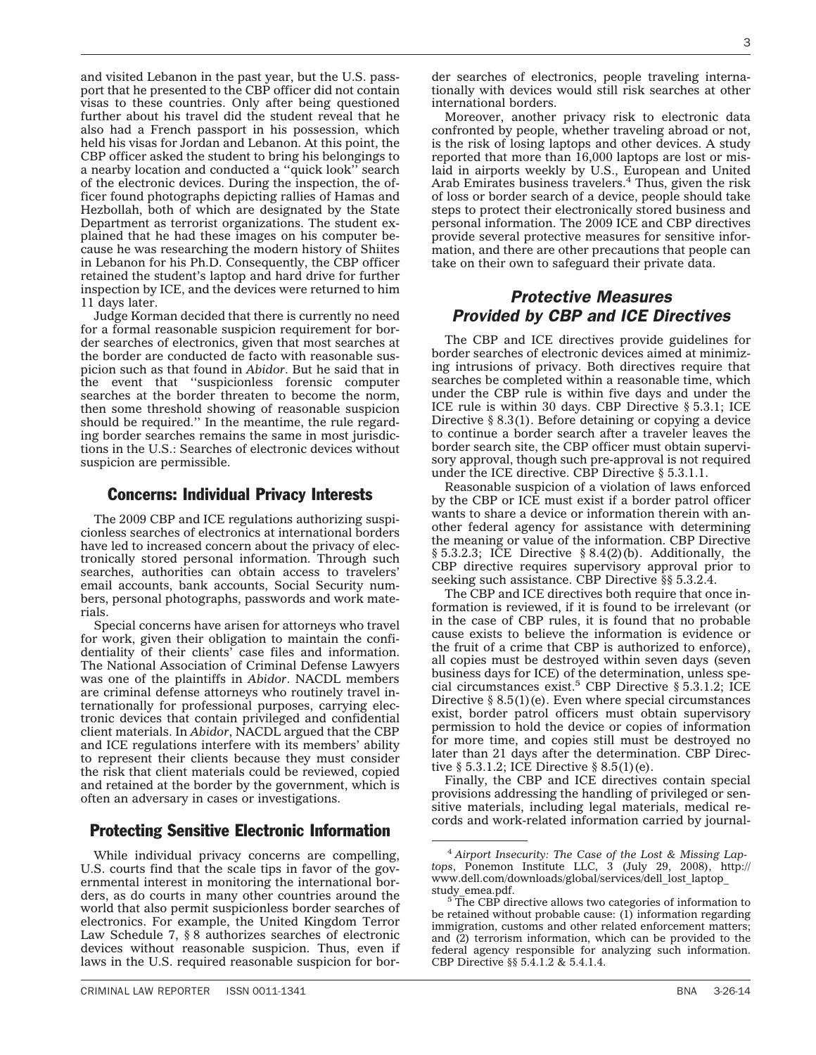and visited Lebanon in the past year, but the U.S. passport that he presented to the CBP officer did not contain visas to these countries. Only after being questioned further about his travel did the student reveal that he also had a French passport in his possession, which held his visas for Jordan and Lebanon. At this point, the CBP officer asked the student to bring his belongings to a nearby location and conducted a ''quick look'' search of the electronic devices. During the inspection, the officer found photographs depicting rallies of Hamas and Hezbollah, both of which are designated by the State Department as terrorist organizations. The student explained that he had these images on his computer because he was researching the modern history of Shiites in Lebanon for his Ph.D. Consequently, the CBP officer retained the student's laptop and hard drive for further inspection by ICE, and the devices were returned to him 11 days later.

Judge Korman decided that there is currently no need for a formal reasonable suspicion requirement for border searches of electronics, given that most searches at the border are conducted de facto with reasonable suspicion such as that found in *Abidor*. But he said that in the event that ''suspicionless forensic computer searches at the border threaten to become the norm, then some threshold showing of reasonable suspicion should be required.'' In the meantime, the rule regarding border searches remains the same in most jurisdictions in the U.S.: Searches of electronic devices without suspicion are permissible.

## Concerns: Individual Privacy Interests

The 2009 CBP and ICE regulations authorizing suspicionless searches of electronics at international borders have led to increased concern about the privacy of electronically stored personal information. Through such searches, authorities can obtain access to travelers' email accounts, bank accounts, Social Security numbers, personal photographs, passwords and work materials.

Special concerns have arisen for attorneys who travel for work, given their obligation to maintain the confidentiality of their clients' case files and information. The National Association of Criminal Defense Lawyers was one of the plaintiffs in *Abidor*. NACDL members are criminal defense attorneys who routinely travel internationally for professional purposes, carrying electronic devices that contain privileged and confidential client materials. In *Abidor*, NACDL argued that the CBP and ICE regulations interfere with its members' ability to represent their clients because they must consider the risk that client materials could be reviewed, copied and retained at the border by the government, which is often an adversary in cases or investigations.

## Protecting Sensitive Electronic Information

While individual privacy concerns are compelling, U.S. courts find that the scale tips in favor of the governmental interest in monitoring the international borders, as do courts in many other countries around the world that also permit suspicionless border searches of electronics. For example, the United Kingdom Terror Law Schedule 7, § 8 authorizes searches of electronic devices without reasonable suspicion. Thus, even if laws in the U.S. required reasonable suspicion for border searches of electronics, people traveling internationally with devices would still risk searches at other international borders.

Moreover, another privacy risk to electronic data confronted by people, whether traveling abroad or not, is the risk of losing laptops and other devices. A study reported that more than 16,000 laptops are lost or mislaid in airports weekly by U.S., European and United Arab Emirates business travelers.[4] Thus, given the risk of loss or border search of a device, people should take steps to protect their electronically stored business and personal information. The 2009 ICE and CBP directives provide several protective measures for sensitive information, and there are other precautions that people can take on their own to safeguard their private data.

## *Protective Measures Provided by CBP and ICE Directives*

The CBP and ICE directives provide guidelines for border searches of electronic devices aimed at minimizing intrusions of privacy. Both directives require that searches be completed within a reasonable time, which under the CBP rule is within five days and under the ICE rule is within 30 days. CBP Directive § 5.3.1; ICE Directive § 8.3(1). Before detaining or copying a device to continue a border search after a traveler leaves the border search site, the CBP officer must obtain supervisory approval, though such pre-approval is not required under the ICE directive. CBP Directive § 5.3.1.1.

Reasonable suspicion of a violation of laws enforced by the CBP or ICE must exist if a border patrol officer wants to share a device or information therein with another federal agency for assistance with determining the meaning or value of the information. CBP Directive § 5.3.2.3; ICE Directive § 8.4(2)(b). Additionally, the CBP directive requires supervisory approval prior to seeking such assistance. CBP Directive §§ 5.3.2.4.

The CBP and ICE directives both require that once information is reviewed, if it is found to be irrelevant (or in the case of CBP rules, it is found that no probable cause exists to believe the information is evidence or the fruit of a crime that CBP is authorized to enforce), all copies must be destroyed within seven days (seven business days for ICE) of the determination, unless special circumstances exist.[5] CBP Directive § 5.3.1.2; ICE Directive § 8.5(1)(e). Even where special circumstances exist, border patrol officers must obtain supervisory permission to hold the device or copies of information for more time, and copies still must be destroyed no later than 21 days after the determination. CBP Directive § 5.3.1.2; ICE Directive § 8.5(1)(e).

Finally, the CBP and ICE directives contain special provisions addressing the handling of privileged or sensitive materials, including legal materials, medical records and work-related information carried by journal-

---

[4] *Airport Insecurity: The Case of the Lost & Missing Laptops*, Ponemon Institute LLC, 3 (July 29, 2008), http://www.dell.com/downloads/global/services/dell_lost_laptop_study_emea.pdf.

[5] The CBP directive allows two categories of information to be retained without probable cause: (1) information regarding immigration, customs and other related enforcement matters; and (2) terrorism information, which can be provided to the federal agency responsible for analyzing such information. CBP Directive §§ 5.4.1.2 & 5.4.1.4.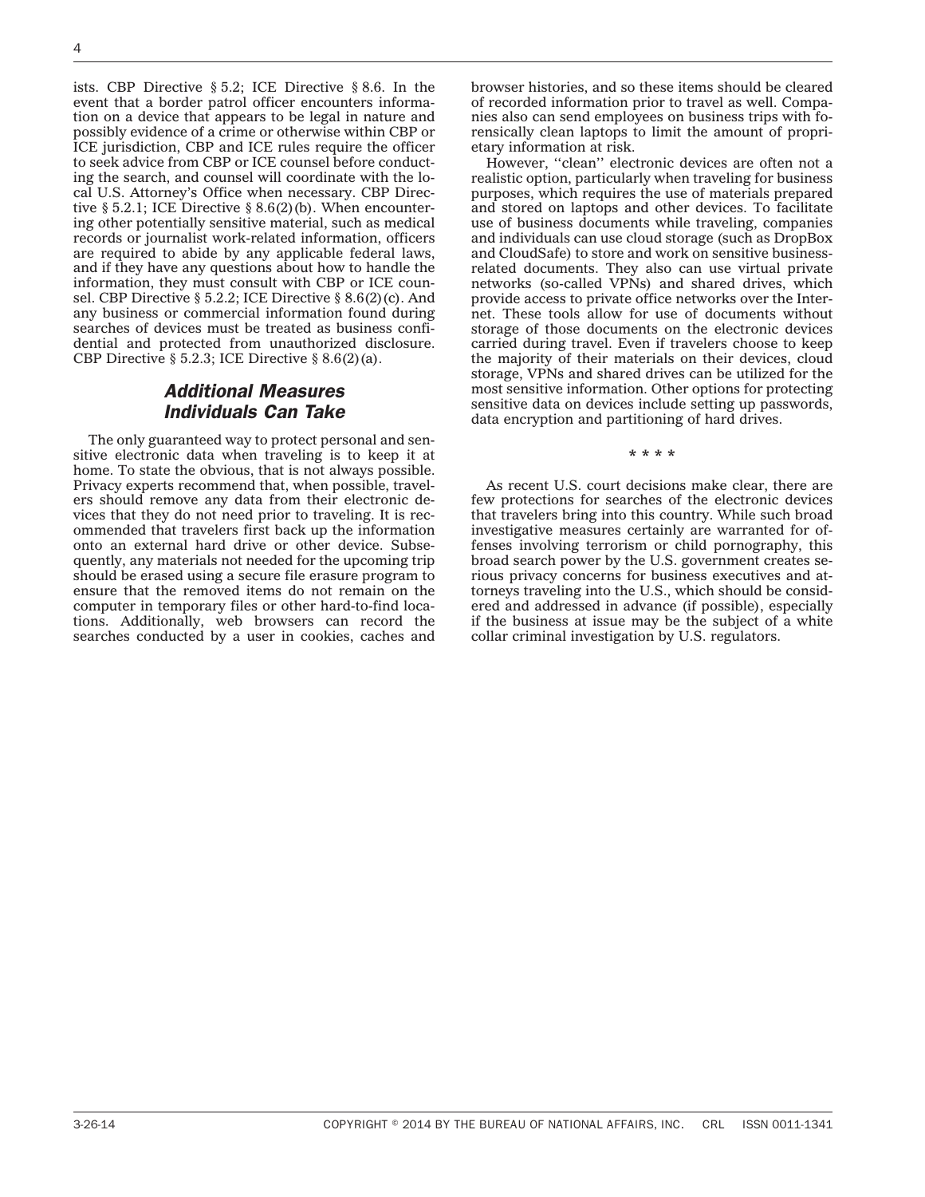ists. CBP Directive § 5.2; ICE Directive § 8.6. In the event that a border patrol officer encounters information on a device that appears to be legal in nature and possibly evidence of a crime or otherwise within CBP or ICE jurisdiction, CBP and ICE rules require the officer to seek advice from CBP or ICE counsel before conducting the search, and counsel will coordinate with the local U.S. Attorney's Office when necessary. CBP Directive § 5.2.1; ICE Directive § 8.6(2)(b). When encountering other potentially sensitive material, such as medical records or journalist work-related information, officers are required to abide by any applicable federal laws, and if they have any questions about how to handle the information, they must consult with CBP or ICE counsel. CBP Directive § 5.2.2; ICE Directive § 8.6(2)(c). And any business or commercial information found during searches of devices must be treated as business confidential and protected from unauthorized disclosure. CBP Directive § 5.2.3; ICE Directive § 8.6(2)(a).

## *Additional Measures Individuals Can Take*

The only guaranteed way to protect personal and sensitive electronic data when traveling is to keep it at home. To state the obvious, that is not always possible. Privacy experts recommend that, when possible, travelers should remove any data from their electronic devices that they do not need prior to traveling. It is recommended that travelers first back up the information onto an external hard drive or other device. Subsequently, any materials not needed for the upcoming trip should be erased using a secure file erasure program to ensure that the removed items do not remain on the computer in temporary files or other hard-to-find locations. Additionally, web browsers can record the searches conducted by a user in cookies, caches and browser histories, and so these items should be cleared of recorded information prior to travel as well. Companies also can send employees on business trips with forensically clean laptops to limit the amount of proprietary information at risk.

However, ''clean'' electronic devices are often not a realistic option, particularly when traveling for business purposes, which requires the use of materials prepared and stored on laptops and other devices. To facilitate use of business documents while traveling, companies and individuals can use cloud storage (such as DropBox and CloudSafe) to store and work on sensitive business-related documents. They also can use virtual private networks (so-called VPNs) and shared drives, which provide access to private office networks over the Internet. These tools allow for use of documents without storage of those documents on the electronic devices carried during travel. Even if travelers choose to keep the majority of their materials on their devices, cloud storage, VPNs and shared drives can be utilized for the most sensitive information. Other options for protecting sensitive data on devices include setting up passwords, data encryption and partitioning of hard drives.

* * * *

As recent U.S. court decisions make clear, there are few protections for searches of the electronic devices that travelers bring into this country. While such broad investigative measures certainly are warranted for offenses involving terrorism or child pornography, this broad search power by the U.S. government creates serious privacy concerns for business executives and attorneys traveling into the U.S., which should be considered and addressed in advance (if possible), especially if the business at issue may be the subject of a white collar criminal investigation by U.S. regulators.